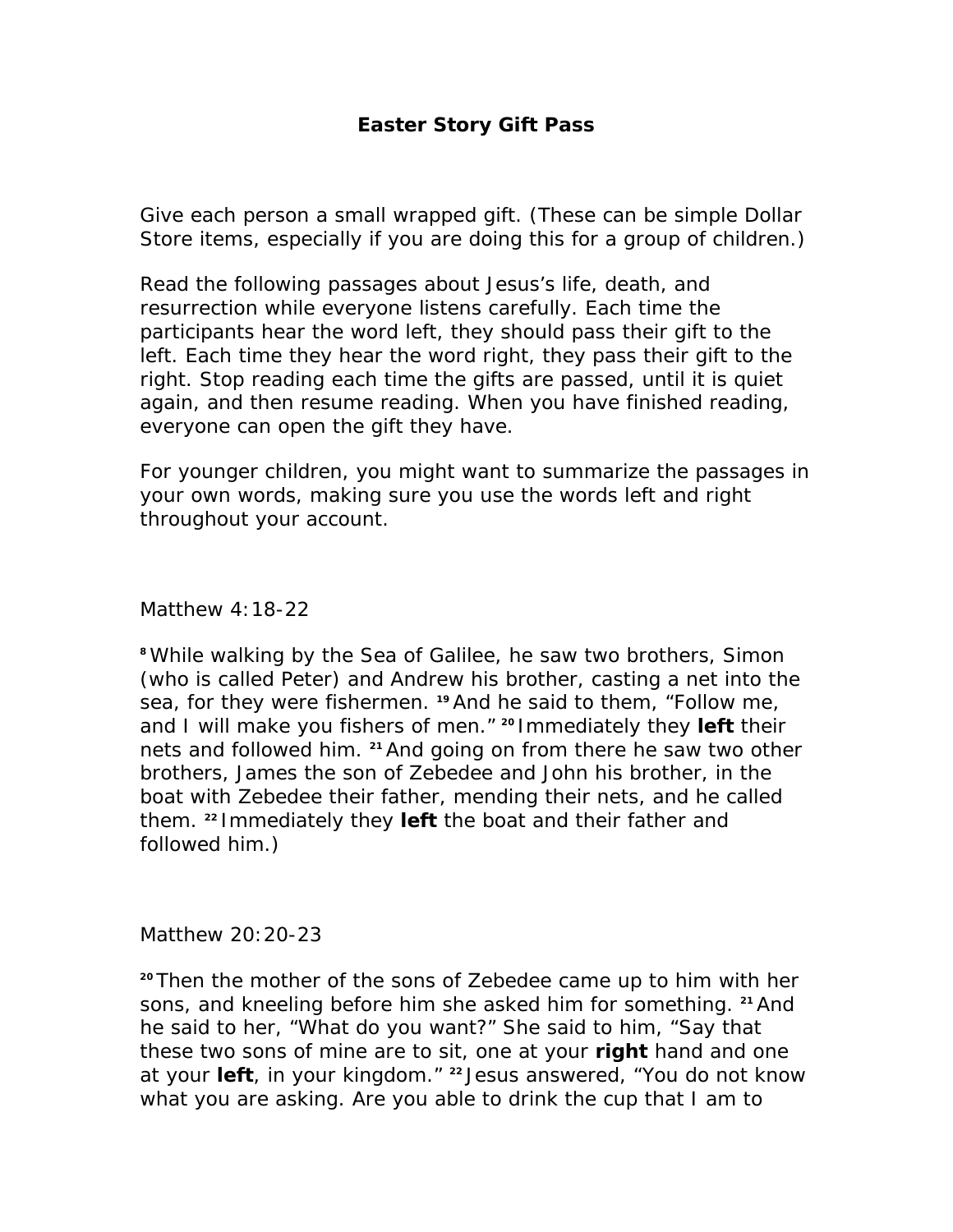# Easter Story Gift Pass

Give each person a small wrapped gift. (These can be simple Dollar Store items, especially if you are doing this for a group of children.)

Read the following passages about Jesus's life, death, and resurrection while everyone listens carefully. Each time the participants hear the word left, they should pass their gift to the left. Each time they hear the word right, they pass their gift to the right. Stop reading each time the gifts are passed, until it is quiet again, and then resume reading. When you have finished reading, everyone can open the gift they have.

For younger children, you might want to summarize the passages in your own words, making sure you use the words left and right throughout your account.

Matthew 4:18-22

[8] While walking by the Sea of Galilee, he saw two brothers, Simon (who is called Peter) and Andrew his brother, casting a net into the sea, for they were fishermen. [19] And he said to them, "Follow me, and I will make you fishers of men." [20] Immediately they **left** their nets and followed him. [21] And going on from there he saw two other brothers, James the son of Zebedee and John his brother, in the boat with Zebedee their father, mending their nets, and he called them. [22] Immediately they **left** the boat and their father and followed him.)

Matthew 20:20-23

[20] Then the mother of the sons of Zebedee came up to him with her sons, and kneeling before him she asked him for something. [21] And he said to her, "What do you want?" She said to him, "Say that these two sons of mine are to sit, one at your **right** hand and one at your **left**, in your kingdom." [22] Jesus answered, "You do not know what you are asking. Are you able to drink the cup that I am to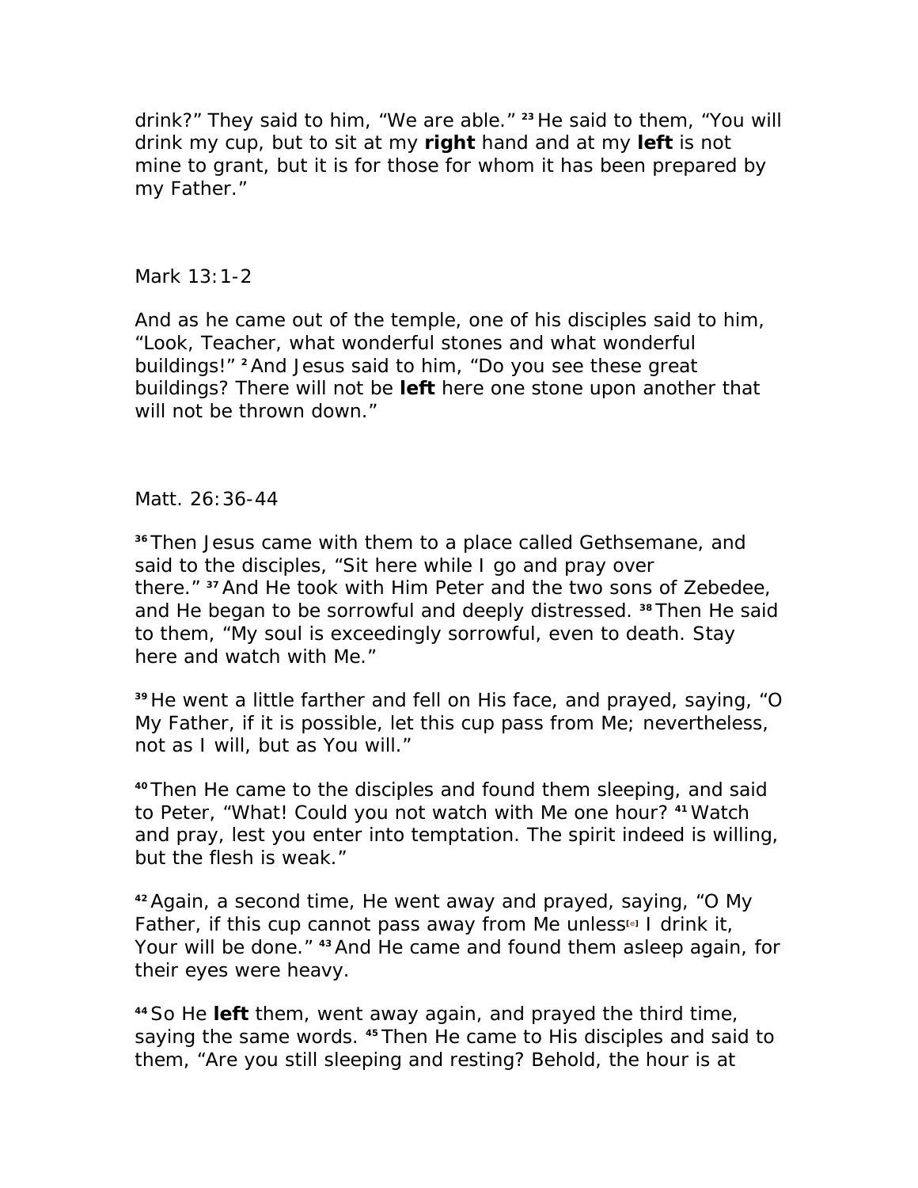drink?" They said to him, "We are able." [23] He said to them, "You will drink my cup, but to sit at my **right** hand and at my **left** is not mine to grant, but it is for those for whom it has been prepared by my Father."

Mark 13:1-2

And as he came out of the temple, one of his disciples said to him, "Look, Teacher, what wonderful stones and what wonderful buildings!" [2] And Jesus said to him, "Do you see these great buildings? There will not be **left** here one stone upon another that will not be thrown down."

Matt. 26:36-44

[36] Then Jesus came with them to a place called Gethsemane, and said to the disciples, "Sit here while I go and pray over there." [37] And He took with Him Peter and the two sons of Zebedee, and He began to be sorrowful and deeply distressed. [38] Then He said to them, "My soul is exceedingly sorrowful, even to death. Stay here and watch with Me."

[39] He went a little farther and fell on His face, and prayed, saying, "O My Father, if it is possible, let this cup pass from Me; nevertheless, not as I will, but as You will."

[40] Then He came to the disciples and found them sleeping, and said to Peter, "What! Could you not watch with Me one hour? [41] Watch and pray, lest you enter into temptation. The spirit indeed is willing, but the flesh is weak."

[42] Again, a second time, He went away and prayed, saying, "O My Father, if this cup cannot pass away from Me unless[e] I drink it, Your will be done." [43] And He came and found them asleep again, for their eyes were heavy.

[44] So He **left** them, went away again, and prayed the third time, saying the same words. [45] Then He came to His disciples and said to them, "Are you still sleeping and resting? Behold, the hour is at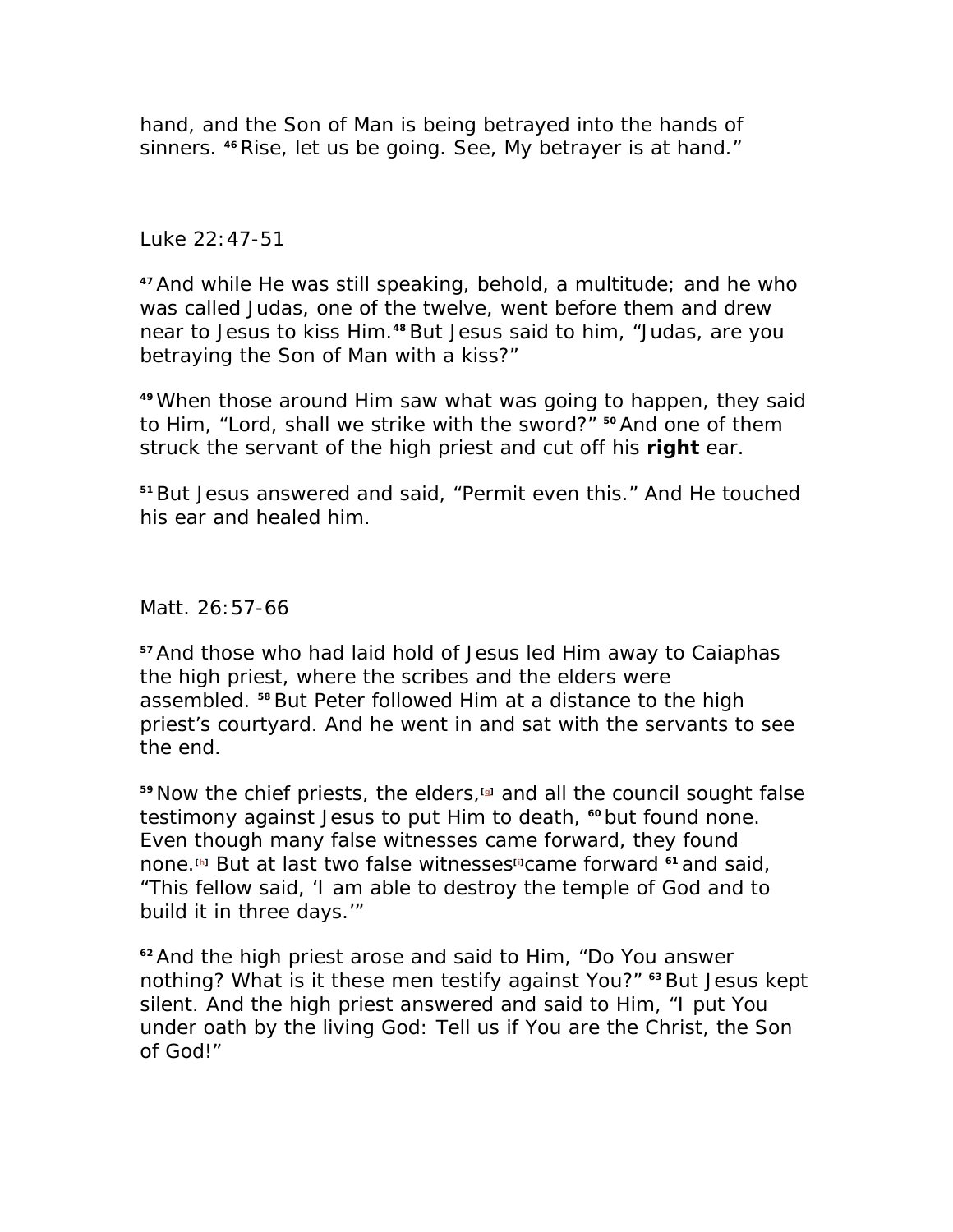hand, and the Son of Man is being betrayed into the hands of sinners. [46] Rise, let us be going. See, My betrayer is at hand."

Luke 22:47-51

[47] And while He was still speaking, behold, a multitude; and he who was called Judas, one of the twelve, went before them and drew near to Jesus to kiss Him.[48] But Jesus said to him, "Judas, are you betraying the Son of Man with a kiss?"

[49] When those around Him saw what was going to happen, they said to Him, "Lord, shall we strike with the sword?" [50] And one of them struck the servant of the high priest and cut off his **right** ear.

[51] But Jesus answered and said, "Permit even this." And He touched his ear and healed him.

Matt. 26:57-66

[57] And those who had laid hold of Jesus led Him away to Caiaphas the high priest, where the scribes and the elders were assembled. [58] But Peter followed Him at a distance to the high priest's courtyard. And he went in and sat with the servants to see the end.

[59] Now the chief priests, the elders,[g] and all the council sought false testimony against Jesus to put Him to death, [60] but found none. Even though many false witnesses came forward, they found none.[h] But at last two false witnesses[i] came forward [61] and said, "This fellow said, 'I am able to destroy the temple of God and to build it in three days.'"

[62] And the high priest arose and said to Him, "Do You answer nothing? What is it these men testify against You?" [63] But Jesus kept silent. And the high priest answered and said to Him, "I put You under oath by the living God: Tell us if You are the Christ, the Son of God!"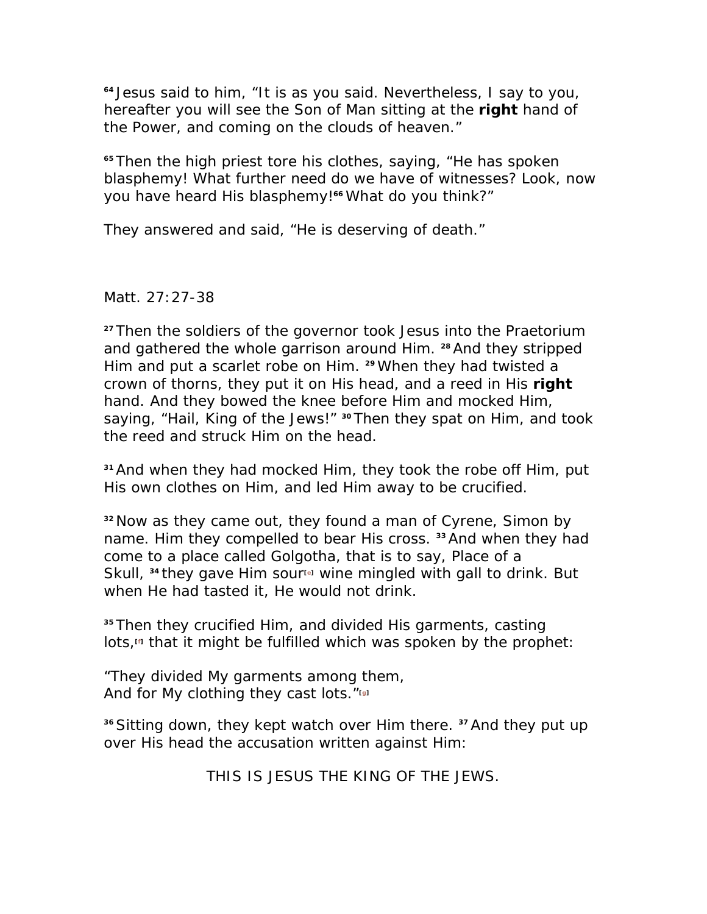[64] Jesus said to him, “It is as you said. Nevertheless, I say to you, hereafter you will see the Son of Man sitting at the **right** hand of the Power, and coming on the clouds of heaven.”

[65] Then the high priest tore his clothes, saying, “He has spoken blasphemy! What further need do we have of witnesses? Look, now you have heard His blasphemy![66] What do you think?”

They answered and said, “He is deserving of death.”

Matt. 27:27-38

[27] Then the soldiers of the governor took Jesus into the Praetorium and gathered the whole garrison around Him. [28] And they stripped Him and put a scarlet robe on Him. [29] When they had twisted a crown of thorns, they put it on His head, and a reed in His **right** hand. And they bowed the knee before Him and mocked Him, saying, “Hail, King of the Jews!” [30] Then they spat on Him, and took the reed and struck Him on the head.

[31] And when they had mocked Him, they took the robe off Him, put His own clothes on Him, and led Him away to be crucified.

[32] Now as they came out, they found a man of Cyrene, Simon by name. Him they compelled to bear His cross. [33] And when they had come to a place called Golgotha, that is to say, Place of a Skull, [34] they gave Him sour[e] wine mingled with gall to drink. But when He had tasted it, He would not drink.

[35] Then they crucified Him, and divided His garments, casting lots,[f] that it might be fulfilled which was spoken by the prophet:

“They divided My garments among them,
And for My clothing they cast lots.”[g]

[36] Sitting down, they kept watch over Him there. [37] And they put up over His head the accusation written against Him:

THIS IS JESUS THE KING OF THE JEWS.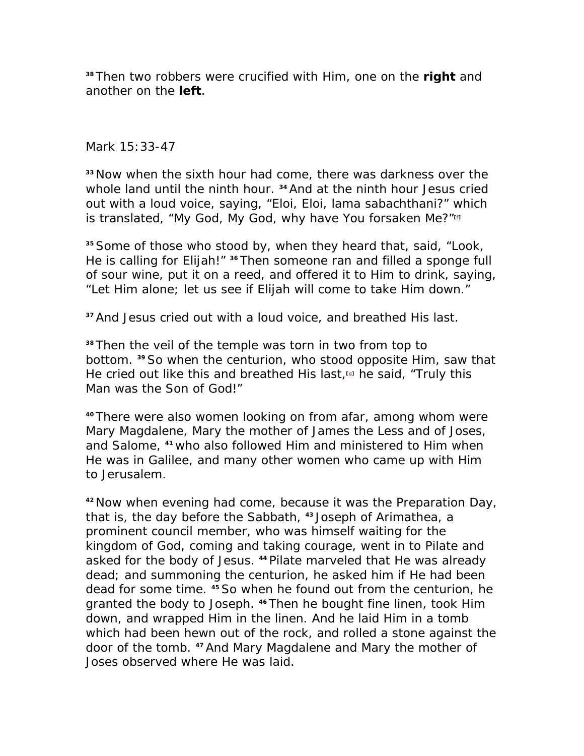[38] Then two robbers were crucified with Him, one on the **right** and another on the **left**.

Mark 15:33-47

[33] Now when the sixth hour had come, there was darkness over the whole land until the ninth hour. [34] And at the ninth hour Jesus cried out with a loud voice, saying, “Eloi, Eloi, lama sabachthani?” which is translated, “My God, My God, why have You forsaken Me?”[f]

[35] Some of those who stood by, when they heard that, said, “Look, He is calling for Elijah!” [36] Then someone ran and filled a sponge full of sour wine, put it on a reed, and offered it to Him to drink, saying, “Let Him alone; let us see if Elijah will come to take Him down.”

[37] And Jesus cried out with a loud voice, and breathed His last.

[38] Then the veil of the temple was torn in two from top to bottom. [39] So when the centurion, who stood opposite Him, saw that He cried out like this and breathed His last,[g] he said, “Truly this Man was the Son of God!”

[40] There were also women looking on from afar, among whom were Mary Magdalene, Mary the mother of James the Less and of Joses, and Salome, [41] who also followed Him and ministered to Him when He was in Galilee, and many other women who came up with Him to Jerusalem.

[42] Now when evening had come, because it was the Preparation Day, that is, the day before the Sabbath, [43] Joseph of Arimathea, a prominent council member, who was himself waiting for the kingdom of God, coming and taking courage, went in to Pilate and asked for the body of Jesus. [44] Pilate marveled that He was already dead; and summoning the centurion, he asked him if He had been dead for some time. [45] So when he found out from the centurion, he granted the body to Joseph. [46] Then he bought fine linen, took Him down, and wrapped Him in the linen. And he laid Him in a tomb which had been hewn out of the rock, and rolled a stone against the door of the tomb. [47] And Mary Magdalene and Mary the mother of Joses observed where He was laid.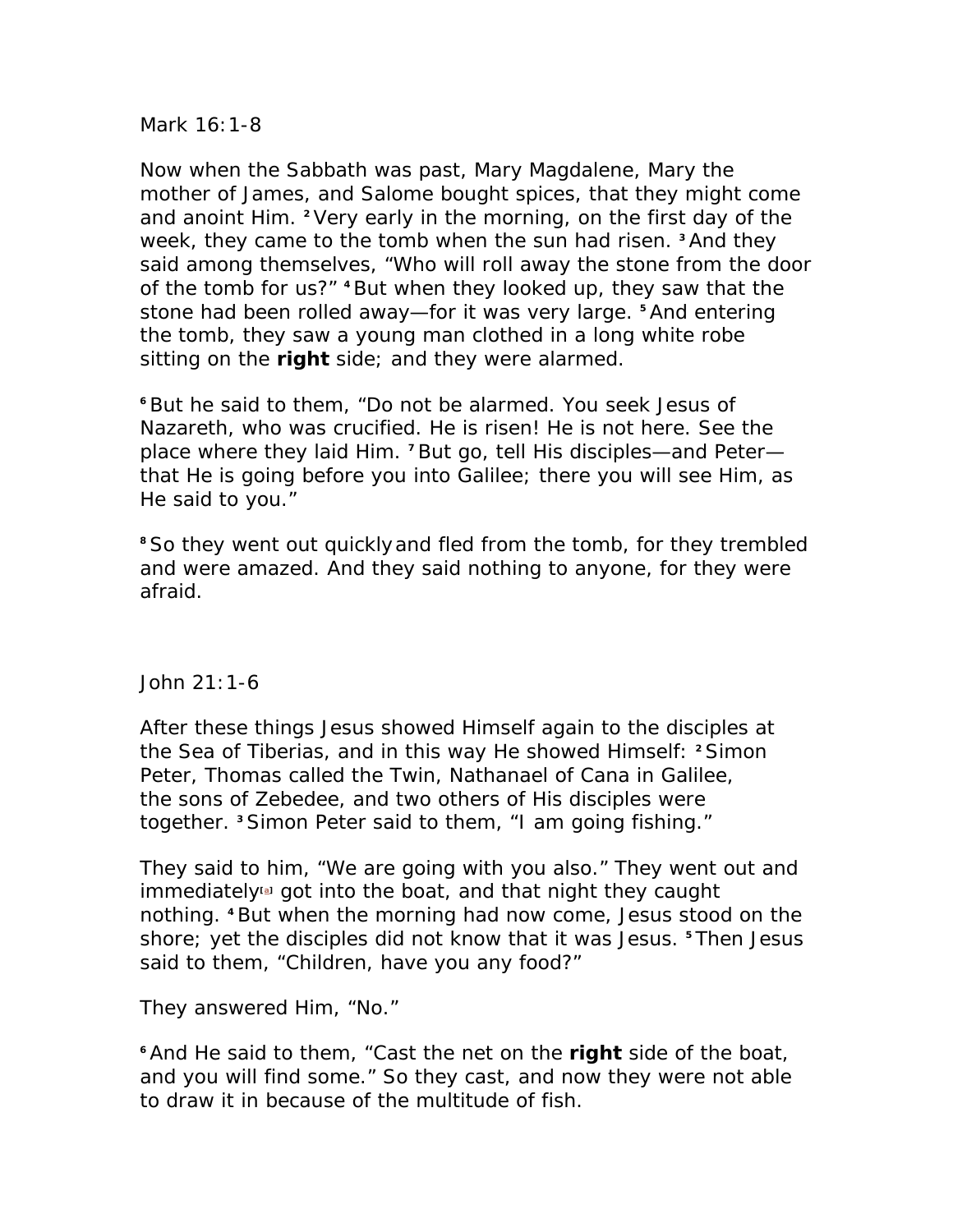Mark 16:1-8

Now when the Sabbath was past, Mary Magdalene, Mary the mother of James, and Salome bought spices, that they might come and anoint Him. [2] Very early in the morning, on the first day of the week, they came to the tomb when the sun had risen. [3] And they said among themselves, "Who will roll away the stone from the door of the tomb for us?" [4] But when they looked up, they saw that the stone had been rolled away—for it was very large. [5] And entering the tomb, they saw a young man clothed in a long white robe sitting on the **right** side; and they were alarmed.

[6] But he said to them, "Do not be alarmed. You seek Jesus of Nazareth, who was crucified. He is risen! He is not here. See the place where they laid Him. [7] But go, tell His disciples—and Peter—that He is going before you into Galilee; there you will see Him, as He said to you."

[8] So they went out quickly and fled from the tomb, for they trembled and were amazed. And they said nothing to anyone, for they were afraid.

John 21:1-6

After these things Jesus showed Himself again to the disciples at the Sea of Tiberias, and in this way He showed Himself: [2] Simon Peter, Thomas called the Twin, Nathanael of Cana in Galilee, the sons of Zebedee, and two others of His disciples were together. [3] Simon Peter said to them, "I am going fishing."

They said to him, "We are going with you also." They went out and immediately[a] got into the boat, and that night they caught nothing. [4] But when the morning had now come, Jesus stood on the shore; yet the disciples did not know that it was Jesus. [5] Then Jesus said to them, "Children, have you any food?"

They answered Him, "No."

[6] And He said to them, "Cast the net on the **right** side of the boat, and you will find some." So they cast, and now they were not able to draw it in because of the multitude of fish.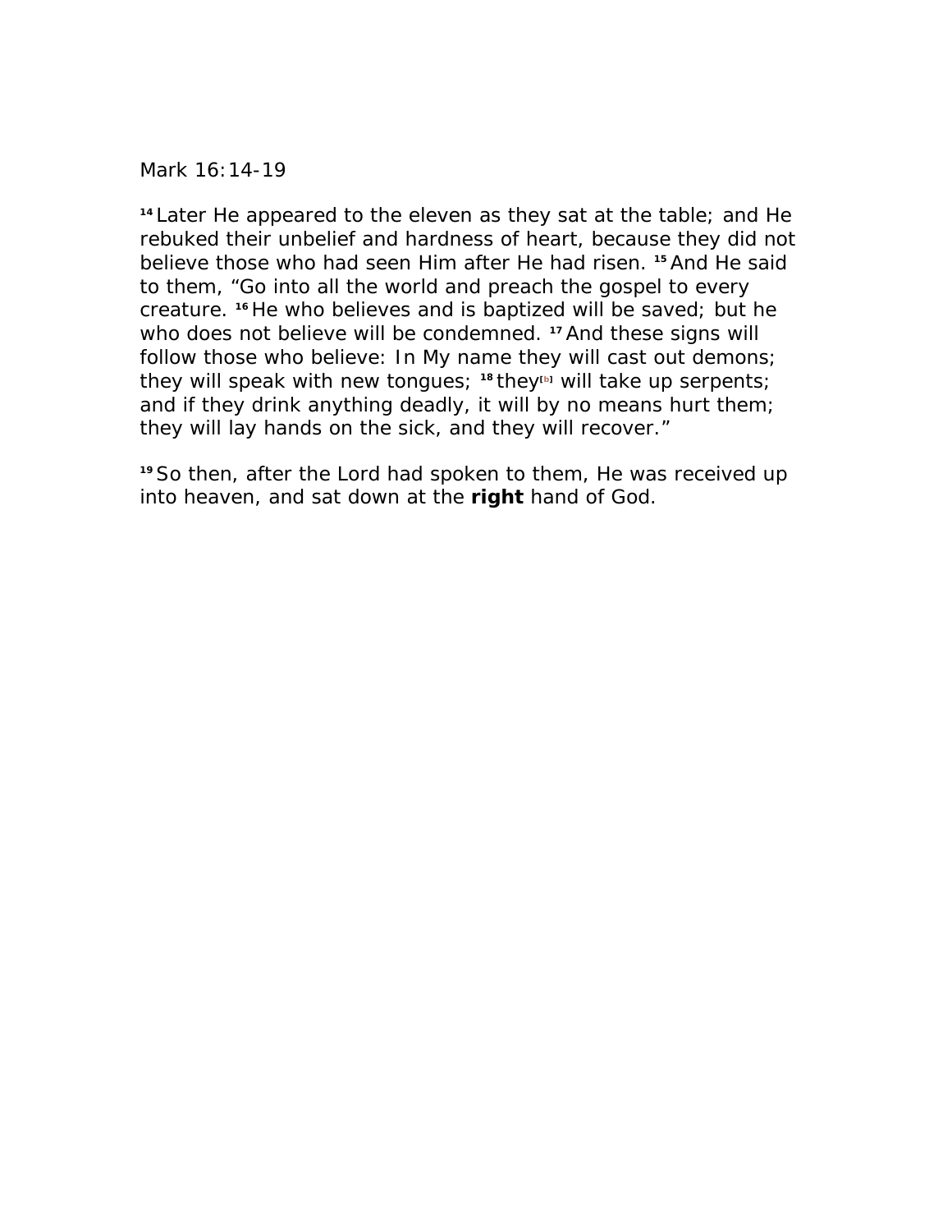Mark 16:14-19

[14] Later He appeared to the eleven as they sat at the table; and He rebuked their unbelief and hardness of heart, because they did not believe those who had seen Him after He had risen. [15] And He said to them, “Go into all the world and preach the gospel to every creature. [16] He who believes and is baptized will be saved; but he who does not believe will be condemned. [17] And these signs will follow those who believe: In My name they will cast out demons; they will speak with new tongues; [18] they[b] will take up serpents; and if they drink anything deadly, it will by no means hurt them; they will lay hands on the sick, and they will recover.”

[19] So then, after the Lord had spoken to them, He was received up into heaven, and sat down at the **right** hand of God.